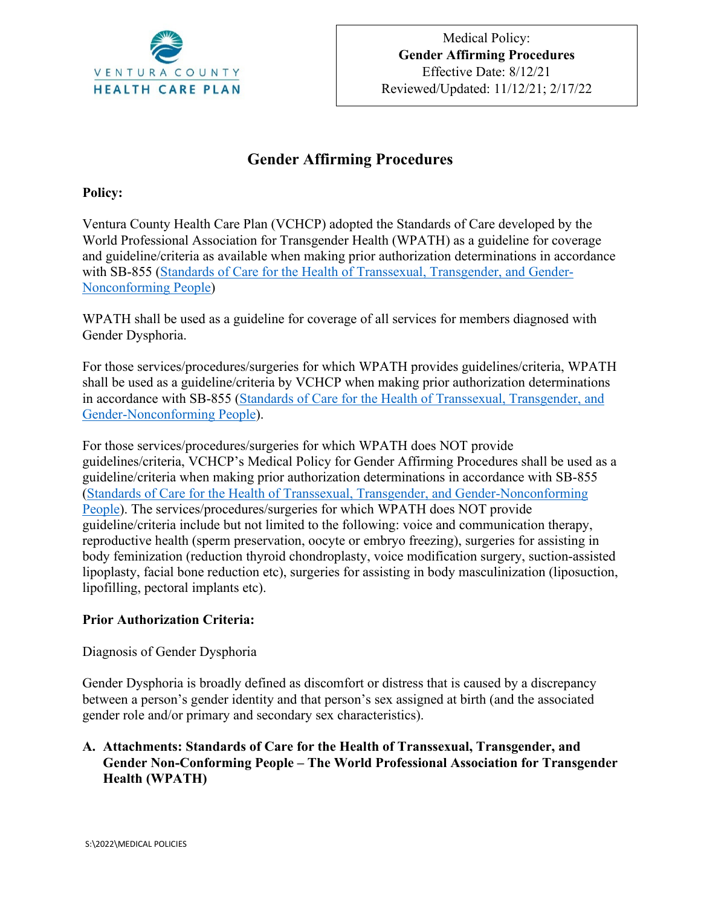VENTURA COUNTY HEALTH CARE PLAN

Medical Policy:
**Gender Affirming Procedures**
Effective Date: 8/12/21
Reviewed/Updated: 11/12/21; 2/17/22

# Gender Affirming Procedures

**Policy:**

Ventura County Health Care Plan (VCHCP) adopted the Standards of Care developed by the World Professional Association for Transgender Health (WPATH) as a guideline for coverage and guideline/criteria as available when making prior authorization determinations in accordance with SB-855 (Standards of Care for the Health of Transsexual, Transgender, and Gender-Nonconforming People)

WPATH shall be used as a guideline for coverage of all services for members diagnosed with Gender Dysphoria.

For those services/procedures/surgeries for which WPATH provides guidelines/criteria, WPATH shall be used as a guideline/criteria by VCHCP when making prior authorization determinations in accordance with SB-855 (Standards of Care for the Health of Transsexual, Transgender, and Gender-Nonconforming People).

For those services/procedures/surgeries for which WPATH does NOT provide guidelines/criteria, VCHCP's Medical Policy for Gender Affirming Procedures shall be used as a guideline/criteria when making prior authorization determinations in accordance with SB-855 (Standards of Care for the Health of Transsexual, Transgender, and Gender-Nonconforming People). The services/procedures/surgeries for which WPATH does NOT provide guideline/criteria include but not limited to the following: voice and communication therapy, reproductive health (sperm preservation, oocyte or embryo freezing), surgeries for assisting in body feminization (reduction thyroid chondroplasty, voice modification surgery, suction-assisted lipoplasty, facial bone reduction etc), surgeries for assisting in body masculinization (liposuction, lipofilling, pectoral implants etc).

**Prior Authorization Criteria:**

Diagnosis of Gender Dysphoria

Gender Dysphoria is broadly defined as discomfort or distress that is caused by a discrepancy between a person's gender identity and that person's sex assigned at birth (and the associated gender role and/or primary and secondary sex characteristics).

**A. Attachments: Standards of Care for the Health of Transsexual, Transgender, and Gender Non-Conforming People – The World Professional Association for Transgender Health (WPATH)**

S:\2022\MEDICAL POLICIES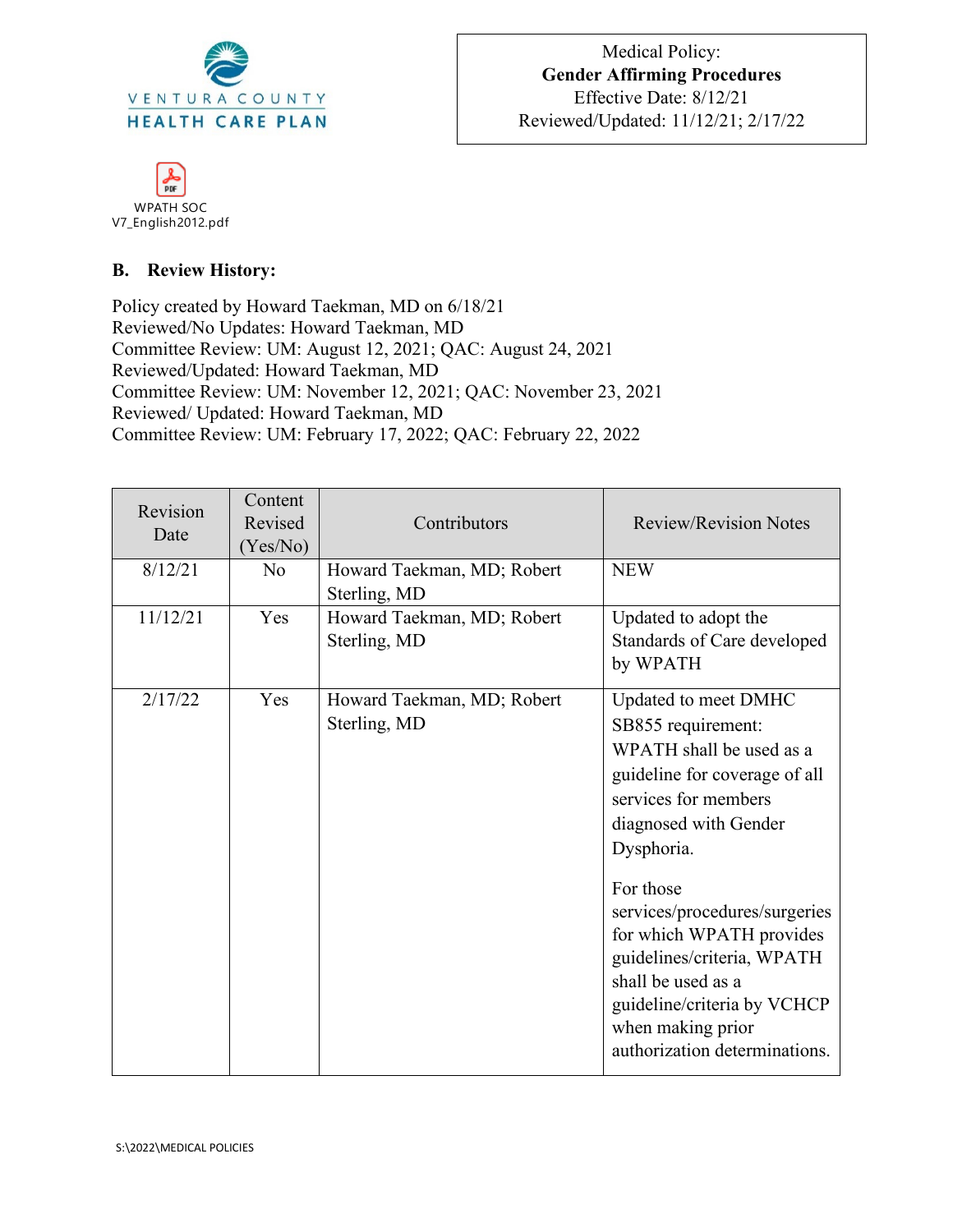Medical Policy:
**Gender Affirming Procedures**
Effective Date: 8/12/21
Reviewed/Updated: 11/12/21; 2/17/22

WPATH SOC V7_English2012.pdf

### B. Review History:

Policy created by Howard Taekman, MD on 6/18/21
Reviewed/No Updates: Howard Taekman, MD
Committee Review: UM: August 12, 2021; QAC: August 24, 2021
Reviewed/Updated: Howard Taekman, MD
Committee Review: UM: November 12, 2021; QAC: November 23, 2021
Reviewed/ Updated: Howard Taekman, MD
Committee Review: UM: February 17, 2022; QAC: February 22, 2022

| Revision Date | Content Revised (Yes/No) | Contributors | Review/Revision Notes |
|---|---|---|---|
| 8/12/21 | No | Howard Taekman, MD; Robert Sterling, MD | NEW |
| 11/12/21 | Yes | Howard Taekman, MD; Robert Sterling, MD | Updated to adopt the Standards of Care developed by WPATH |
| 2/17/22 | Yes | Howard Taekman, MD; Robert Sterling, MD | Updated to meet DMHC SB855 requirement: WPATH shall be used as a guideline for coverage of all services for members diagnosed with Gender Dysphoria.<br><br>For those services/procedures/surgeries for which WPATH provides guidelines/criteria, WPATH shall be used as a guideline/criteria by VCHCP when making prior authorization determinations. |

S:\2022\MEDICAL POLICIES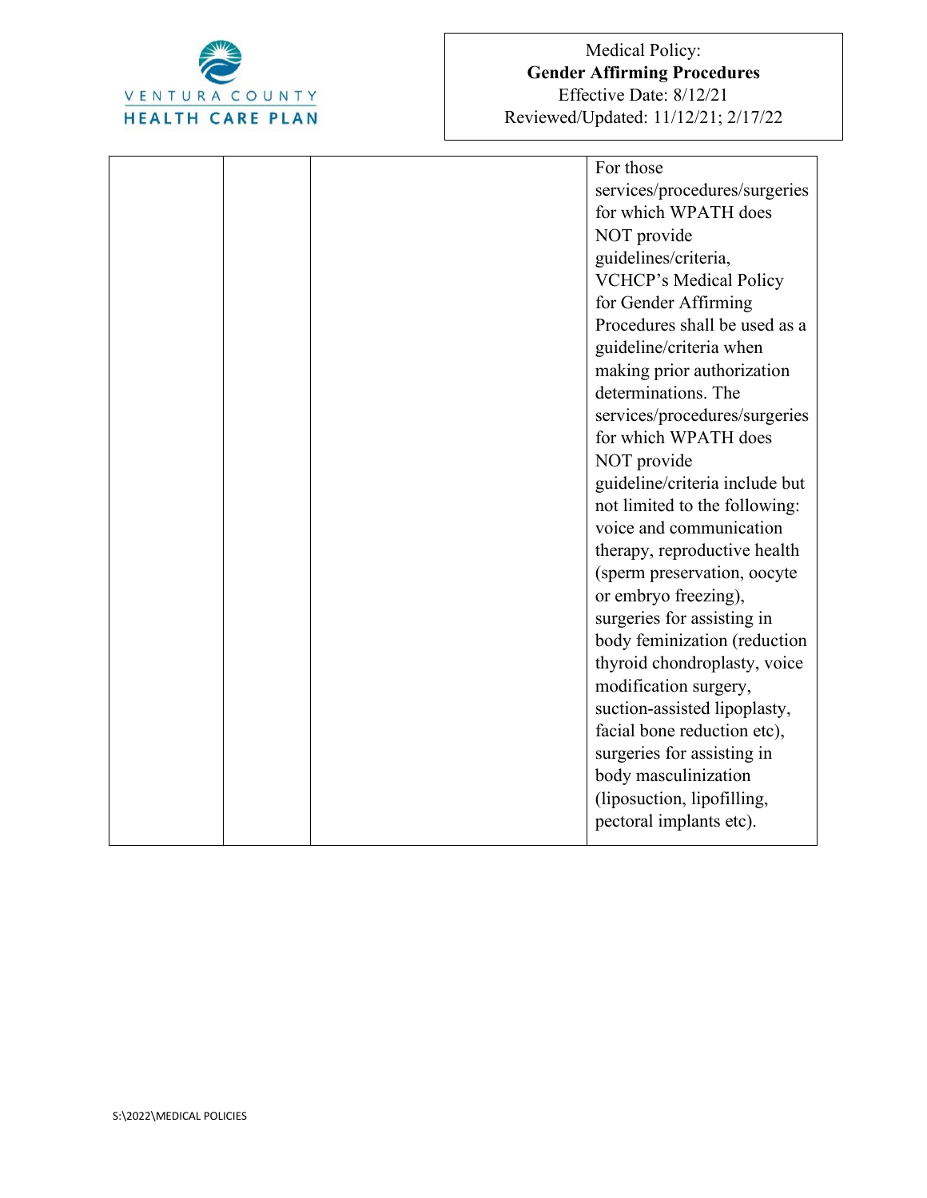| | | | |
|---|---|---|---|
| | | | For those services/procedures/surgeries for which WPATH does NOT provide guidelines/criteria, VCHCP's Medical Policy for Gender Affirming Procedures shall be used as a guideline/criteria when making prior authorization determinations. The services/procedures/surgeries for which WPATH does NOT provide guideline/criteria include but not limited to the following: voice and communication therapy, reproductive health (sperm preservation, oocyte or embryo freezing), surgeries for assisting in body feminization (reduction thyroid chondroplasty, voice modification surgery, suction-assisted lipoplasty, facial bone reduction etc), surgeries for assisting in body masculinization (liposuction, lipofilling, pectoral implants etc). |